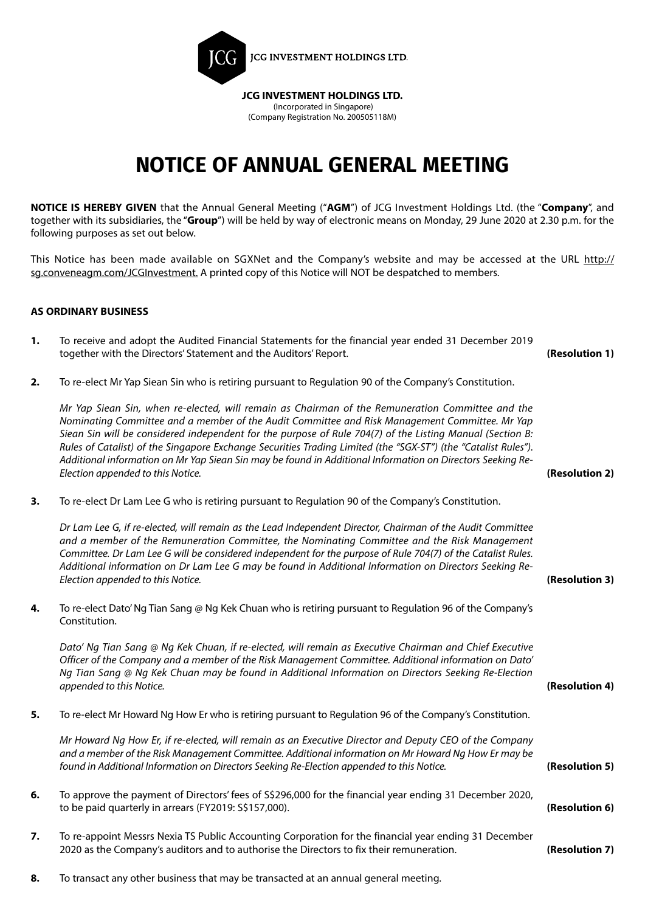JCG INVESTMENT HOLDINGS LTD.

**JCG INVESTMENT HOLDINGS LTD.**
(Incorporated in Singapore)
(Company Registration No. 200505118M)

# NOTICE OF ANNUAL GENERAL MEETING

**NOTICE IS HEREBY GIVEN** that the Annual General Meeting ("**AGM**") of JCG Investment Holdings Ltd. (the "**Company**", and together with its subsidiaries, the "**Group**") will be held by way of electronic means on Monday, 29 June 2020 at 2.30 p.m. for the following purposes as set out below.

This Notice has been made available on SGXNet and the Company's website and may be accessed at the URL http://sg.conveneagm.com/JCGInvestment. A printed copy of this Notice will NOT be despatched to members.

**AS ORDINARY BUSINESS**

**1.** To receive and adopt the Audited Financial Statements for the financial year ended 31 December 2019 together with the Directors' Statement and the Auditors' Report. **(Resolution 1)**

**2.** To re-elect Mr Yap Siean Sin who is retiring pursuant to Regulation 90 of the Company's Constitution.

*Mr Yap Siean Sin, when re-elected, will remain as Chairman of the Remuneration Committee and the Nominating Committee and a member of the Audit Committee and Risk Management Committee. Mr Yap Siean Sin will be considered independent for the purpose of Rule 704(7) of the Listing Manual (Section B: Rules of Catalist) of the Singapore Exchange Securities Trading Limited (the "SGX-ST") (the "Catalist Rules"). Additional information on Mr Yap Siean Sin may be found in Additional Information on Directors Seeking Re-Election appended to this Notice.* **(Resolution 2)**

**3.** To re-elect Dr Lam Lee G who is retiring pursuant to Regulation 90 of the Company's Constitution.

*Dr Lam Lee G, if re-elected, will remain as the Lead Independent Director, Chairman of the Audit Committee and a member of the Remuneration Committee, the Nominating Committee and the Risk Management Committee. Dr Lam Lee G will be considered independent for the purpose of Rule 704(7) of the Catalist Rules. Additional information on Dr Lam Lee G may be found in Additional Information on Directors Seeking Re-Election appended to this Notice.* **(Resolution 3)**

**4.** To re-elect Dato' Ng Tian Sang @ Ng Kek Chuan who is retiring pursuant to Regulation 96 of the Company's Constitution.

*Dato' Ng Tian Sang @ Ng Kek Chuan, if re-elected, will remain as Executive Chairman and Chief Executive Officer of the Company and a member of the Risk Management Committee. Additional information on Dato' Ng Tian Sang @ Ng Kek Chuan may be found in Additional Information on Directors Seeking Re-Election appended to this Notice.* **(Resolution 4)**

**5.** To re-elect Mr Howard Ng How Er who is retiring pursuant to Regulation 96 of the Company's Constitution.

*Mr Howard Ng How Er, if re-elected, will remain as an Executive Director and Deputy CEO of the Company and a member of the Risk Management Committee. Additional information on Mr Howard Ng How Er may be found in Additional Information on Directors Seeking Re-Election appended to this Notice.* **(Resolution 5)**

**6.** To approve the payment of Directors' fees of S$296,000 for the financial year ending 31 December 2020, to be paid quarterly in arrears (FY2019: S$157,000). **(Resolution 6)**

**7.** To re-appoint Messrs Nexia TS Public Accounting Corporation for the financial year ending 31 December 2020 as the Company's auditors and to authorise the Directors to fix their remuneration. **(Resolution 7)**

**8.** To transact any other business that may be transacted at an annual general meeting.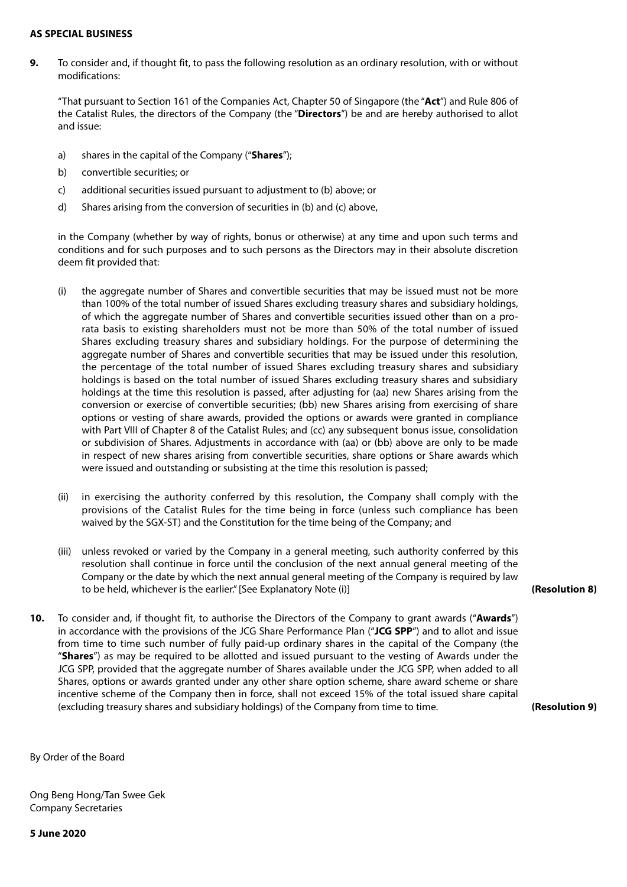**AS SPECIAL BUSINESS**

**9.** To consider and, if thought fit, to pass the following resolution as an ordinary resolution, with or without modifications:

"That pursuant to Section 161 of the Companies Act, Chapter 50 of Singapore (the "**Act**") and Rule 806 of the Catalist Rules, the directors of the Company (the "**Directors**") be and are hereby authorised to allot and issue:

a) shares in the capital of the Company ("**Shares**");

b) convertible securities; or

c) additional securities issued pursuant to adjustment to (b) above; or

d) Shares arising from the conversion of securities in (b) and (c) above,

in the Company (whether by way of rights, bonus or otherwise) at any time and upon such terms and conditions and for such purposes and to such persons as the Directors may in their absolute discretion deem fit provided that:

(i) the aggregate number of Shares and convertible securities that may be issued must not be more than 100% of the total number of issued Shares excluding treasury shares and subsidiary holdings, of which the aggregate number of Shares and convertible securities issued other than on a pro-rata basis to existing shareholders must not be more than 50% of the total number of issued Shares excluding treasury shares and subsidiary holdings. For the purpose of determining the aggregate number of Shares and convertible securities that may be issued under this resolution, the percentage of the total number of issued Shares excluding treasury shares and subsidiary holdings is based on the total number of issued Shares excluding treasury shares and subsidiary holdings at the time this resolution is passed, after adjusting for (aa) new Shares arising from the conversion or exercise of convertible securities; (bb) new Shares arising from exercising of share options or vesting of share awards, provided the options or awards were granted in compliance with Part VIII of Chapter 8 of the Catalist Rules; and (cc) any subsequent bonus issue, consolidation or subdivision of Shares. Adjustments in accordance with (aa) or (bb) above are only to be made in respect of new shares arising from convertible securities, share options or Share awards which were issued and outstanding or subsisting at the time this resolution is passed;

(ii) in exercising the authority conferred by this resolution, the Company shall comply with the provisions of the Catalist Rules for the time being in force (unless such compliance has been waived by the SGX-ST) and the Constitution for the time being of the Company; and

(iii) unless revoked or varied by the Company in a general meeting, such authority conferred by this resolution shall continue in force until the conclusion of the next annual general meeting of the Company or the date by which the next annual general meeting of the Company is required by law to be held, whichever is the earlier." [See Explanatory Note (i)] **(Resolution 8)**

**10.** To consider and, if thought fit, to authorise the Directors of the Company to grant awards ("**Awards**") in accordance with the provisions of the JCG Share Performance Plan ("**JCG SPP**") and to allot and issue from time to time such number of fully paid-up ordinary shares in the capital of the Company (the "**Shares**") as may be required to be allotted and issued pursuant to the vesting of Awards under the JCG SPP, provided that the aggregate number of Shares available under the JCG SPP, when added to all Shares, options or awards granted under any other share option scheme, share award scheme or share incentive scheme of the Company then in force, shall not exceed 15% of the total issued share capital (excluding treasury shares and subsidiary holdings) of the Company from time to time. **(Resolution 9)**

By Order of the Board

Ong Beng Hong/Tan Swee Gek
Company Secretaries

**5 June 2020**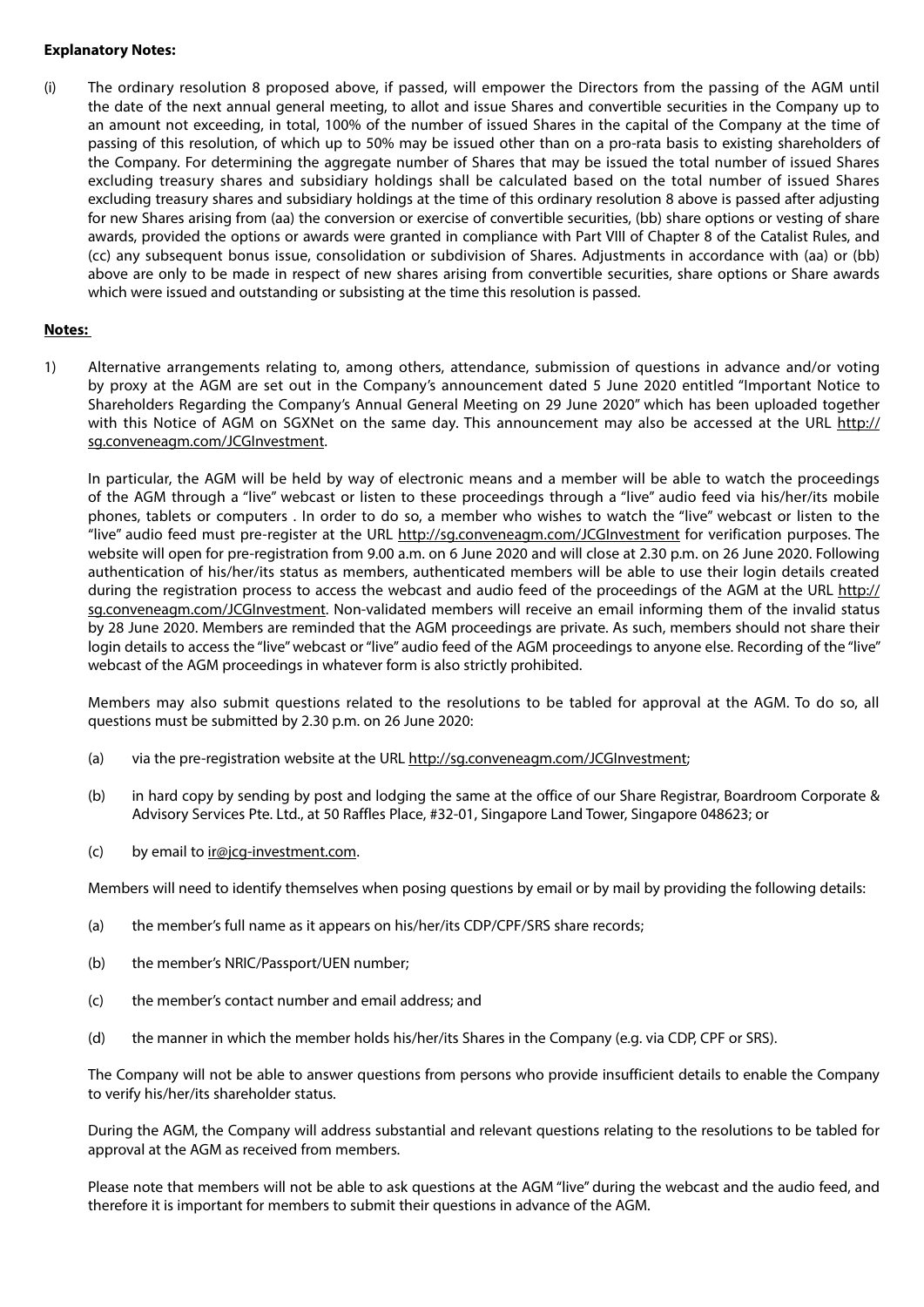**Explanatory Notes:**

(i) The ordinary resolution 8 proposed above, if passed, will empower the Directors from the passing of the AGM until the date of the next annual general meeting, to allot and issue Shares and convertible securities in the Company up to an amount not exceeding, in total, 100% of the number of issued Shares in the capital of the Company at the time of passing of this resolution, of which up to 50% may be issued other than on a pro-rata basis to existing shareholders of the Company. For determining the aggregate number of Shares that may be issued the total number of issued Shares excluding treasury shares and subsidiary holdings shall be calculated based on the total number of issued Shares excluding treasury shares and subsidiary holdings at the time of this ordinary resolution 8 above is passed after adjusting for new Shares arising from (aa) the conversion or exercise of convertible securities, (bb) share options or vesting of share awards, provided the options or awards were granted in compliance with Part VIII of Chapter 8 of the Catalist Rules, and (cc) any subsequent bonus issue, consolidation or subdivision of Shares. Adjustments in accordance with (aa) or (bb) above are only to be made in respect of new shares arising from convertible securities, share options or Share awards which were issued and outstanding or subsisting at the time this resolution is passed.

**Notes:**

1) Alternative arrangements relating to, among others, attendance, submission of questions in advance and/or voting by proxy at the AGM are set out in the Company's announcement dated 5 June 2020 entitled "Important Notice to Shareholders Regarding the Company's Annual General Meeting on 29 June 2020" which has been uploaded together with this Notice of AGM on SGXNet on the same day. This announcement may also be accessed at the URL http://sg.conveneagm.com/JCGInvestment.

   In particular, the AGM will be held by way of electronic means and a member will be able to watch the proceedings of the AGM through a "live" webcast or listen to these proceedings through a "live" audio feed via his/her/its mobile phones, tablets or computers . In order to do so, a member who wishes to watch the "live" webcast or listen to the "live" audio feed must pre-register at the URL http://sg.conveneagm.com/JCGInvestment for verification purposes. The website will open for pre-registration from 9.00 a.m. on 6 June 2020 and will close at 2.30 p.m. on 26 June 2020. Following authentication of his/her/its status as members, authenticated members will be able to use their login details created during the registration process to access the webcast and audio feed of the proceedings of the AGM at the URL http://sg.conveneagm.com/JCGInvestment. Non-validated members will receive an email informing them of the invalid status by 28 June 2020. Members are reminded that the AGM proceedings are private. As such, members should not share their login details to access the "live" webcast or "live" audio feed of the AGM proceedings to anyone else. Recording of the "live" webcast of the AGM proceedings in whatever form is also strictly prohibited.

   Members may also submit questions related to the resolutions to be tabled for approval at the AGM. To do so, all questions must be submitted by 2.30 p.m. on 26 June 2020:

   (a) via the pre-registration website at the URL http://sg.conveneagm.com/JCGInvestment;

   (b) in hard copy by sending by post and lodging the same at the office of our Share Registrar, Boardroom Corporate & Advisory Services Pte. Ltd., at 50 Raffles Place, #32-01, Singapore Land Tower, Singapore 048623; or

   (c) by email to ir@jcg-investment.com.

   Members will need to identify themselves when posing questions by email or by mail by providing the following details:

   (a) the member's full name as it appears on his/her/its CDP/CPF/SRS share records;

   (b) the member's NRIC/Passport/UEN number;

   (c) the member's contact number and email address; and

   (d) the manner in which the member holds his/her/its Shares in the Company (e.g. via CDP, CPF or SRS).

   The Company will not be able to answer questions from persons who provide insufficient details to enable the Company to verify his/her/its shareholder status.

   During the AGM, the Company will address substantial and relevant questions relating to the resolutions to be tabled for approval at the AGM as received from members.

   Please note that members will not be able to ask questions at the AGM "live" during the webcast and the audio feed, and therefore it is important for members to submit their questions in advance of the AGM.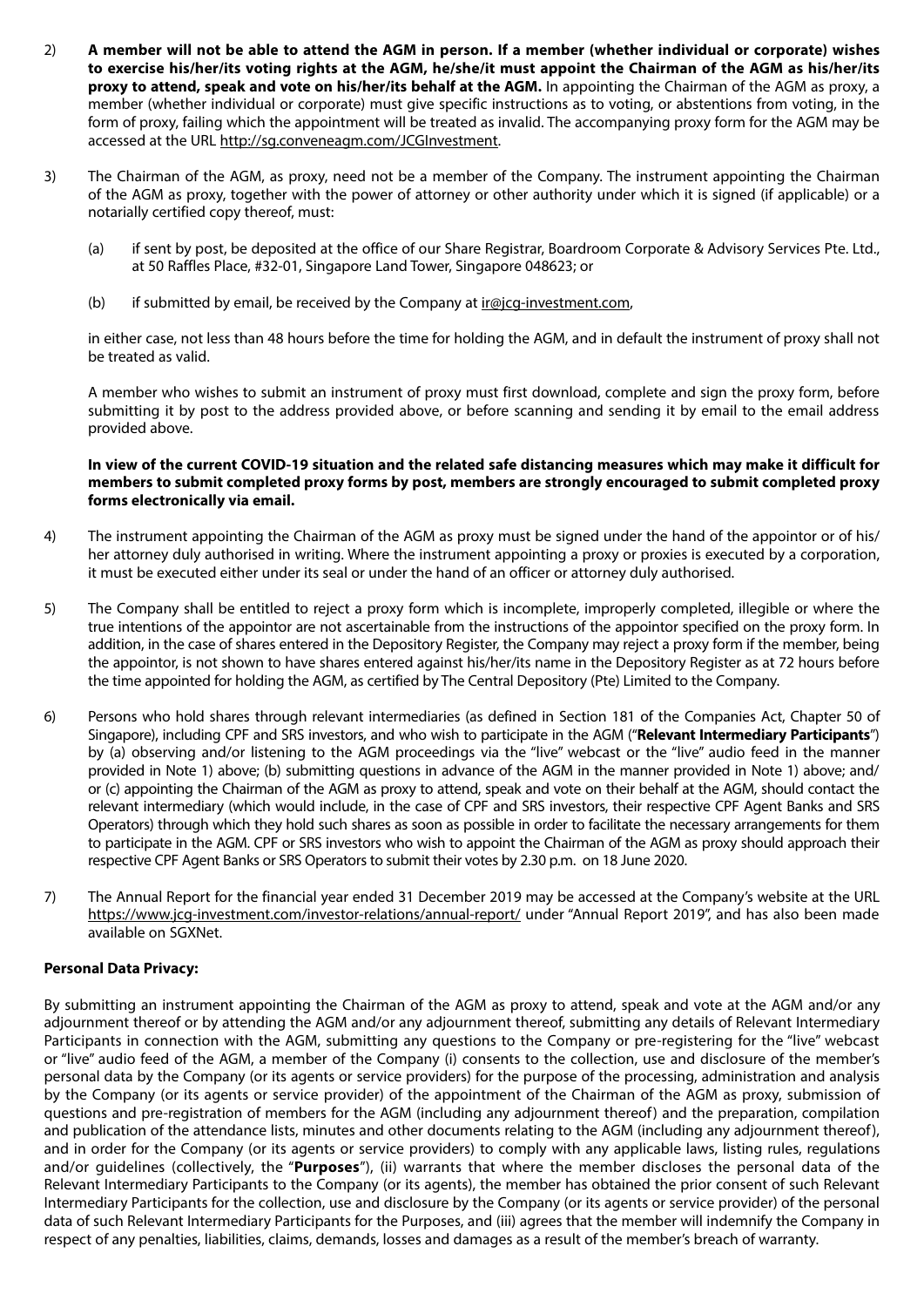2) **A member will not be able to attend the AGM in person. If a member (whether individual or corporate) wishes to exercise his/her/its voting rights at the AGM, he/she/it must appoint the Chairman of the AGM as his/her/its proxy to attend, speak and vote on his/her/its behalf at the AGM.** In appointing the Chairman of the AGM as proxy, a member (whether individual or corporate) must give specific instructions as to voting, or abstentions from voting, in the form of proxy, failing which the appointment will be treated as invalid. The accompanying proxy form for the AGM may be accessed at the URL http://sg.conveneagm.com/JCGInvestment.

3) The Chairman of the AGM, as proxy, need not be a member of the Company. The instrument appointing the Chairman of the AGM as proxy, together with the power of attorney or other authority under which it is signed (if applicable) or a notarially certified copy thereof, must:

   (a) if sent by post, be deposited at the office of our Share Registrar, Boardroom Corporate & Advisory Services Pte. Ltd., at 50 Raffles Place, #32-01, Singapore Land Tower, Singapore 048623; or

   (b) if submitted by email, be received by the Company at ir@jcg-investment.com,

   in either case, not less than 48 hours before the time for holding the AGM, and in default the instrument of proxy shall not be treated as valid.

   A member who wishes to submit an instrument of proxy must first download, complete and sign the proxy form, before submitting it by post to the address provided above, or before scanning and sending it by email to the email address provided above.

   **In view of the current COVID-19 situation and the related safe distancing measures which may make it difficult for members to submit completed proxy forms by post, members are strongly encouraged to submit completed proxy forms electronically via email.**

4) The instrument appointing the Chairman of the AGM as proxy must be signed under the hand of the appointor or of his/her attorney duly authorised in writing. Where the instrument appointing a proxy or proxies is executed by a corporation, it must be executed either under its seal or under the hand of an officer or attorney duly authorised.

5) The Company shall be entitled to reject a proxy form which is incomplete, improperly completed, illegible or where the true intentions of the appointor are not ascertainable from the instructions of the appointor specified on the proxy form. In addition, in the case of shares entered in the Depository Register, the Company may reject a proxy form if the member, being the appointor, is not shown to have shares entered against his/her/its name in the Depository Register as at 72 hours before the time appointed for holding the AGM, as certified by The Central Depository (Pte) Limited to the Company.

6) Persons who hold shares through relevant intermediaries (as defined in Section 181 of the Companies Act, Chapter 50 of Singapore), including CPF and SRS investors, and who wish to participate in the AGM ("**Relevant Intermediary Participants**") by (a) observing and/or listening to the AGM proceedings via the "live" webcast or the "live" audio feed in the manner provided in Note 1) above; (b) submitting questions in advance of the AGM in the manner provided in Note 1) above; and/or (c) appointing the Chairman of the AGM as proxy to attend, speak and vote on their behalf at the AGM, should contact the relevant intermediary (which would include, in the case of CPF and SRS investors, their respective CPF Agent Banks and SRS Operators) through which they hold such shares as soon as possible in order to facilitate the necessary arrangements for them to participate in the AGM. CPF or SRS investors who wish to appoint the Chairman of the AGM as proxy should approach their respective CPF Agent Banks or SRS Operators to submit their votes by 2.30 p.m. on 18 June 2020.

7) The Annual Report for the financial year ended 31 December 2019 may be accessed at the Company's website at the URL https://www.jcg-investment.com/investor-relations/annual-report/ under "Annual Report 2019", and has also been made available on SGXNet.

**Personal Data Privacy:**

By submitting an instrument appointing the Chairman of the AGM as proxy to attend, speak and vote at the AGM and/or any adjournment thereof or by attending the AGM and/or any adjournment thereof, submitting any details of Relevant Intermediary Participants in connection with the AGM, submitting any questions to the Company or pre-registering for the "live" webcast or "live" audio feed of the AGM, a member of the Company (i) consents to the collection, use and disclosure of the member's personal data by the Company (or its agents or service providers) for the purpose of the processing, administration and analysis by the Company (or its agents or service provider) of the appointment of the Chairman of the AGM as proxy, submission of questions and pre-registration of members for the AGM (including any adjournment thereof) and the preparation, compilation and publication of the attendance lists, minutes and other documents relating to the AGM (including any adjournment thereof), and in order for the Company (or its agents or service providers) to comply with any applicable laws, listing rules, regulations and/or guidelines (collectively, the "**Purposes**"), (ii) warrants that where the member discloses the personal data of the Relevant Intermediary Participants to the Company (or its agents), the member has obtained the prior consent of such Relevant Intermediary Participants for the collection, use and disclosure by the Company (or its agents or service provider) of the personal data of such Relevant Intermediary Participants for the Purposes, and (iii) agrees that the member will indemnify the Company in respect of any penalties, liabilities, claims, demands, losses and damages as a result of the member's breach of warranty.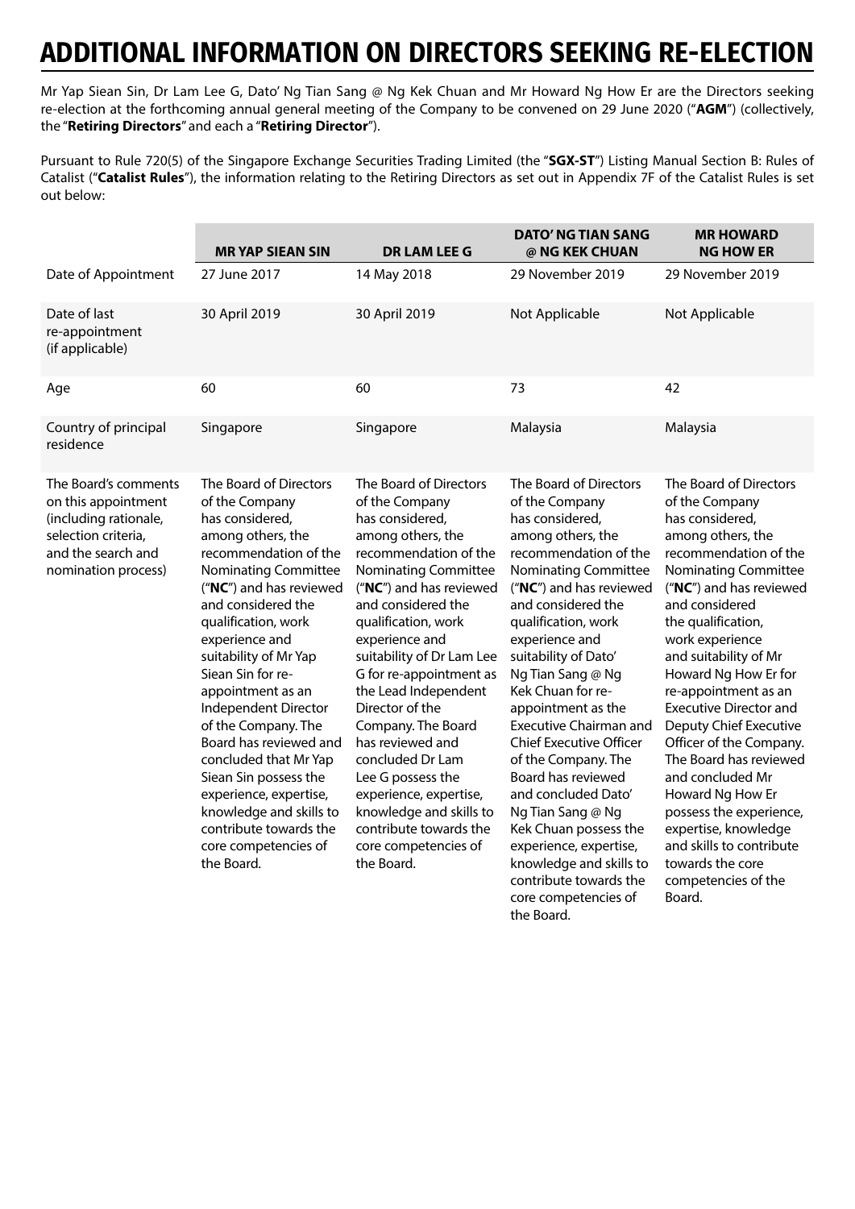# ADDITIONAL INFORMATION ON DIRECTORS SEEKING RE-ELECTION

Mr Yap Siean Sin, Dr Lam Lee G, Dato' Ng Tian Sang @ Ng Kek Chuan and Mr Howard Ng How Er are the Directors seeking re-election at the forthcoming annual general meeting of the Company to be convened on 29 June 2020 ("**AGM**") (collectively, the "**Retiring Directors**" and each a "**Retiring Director**").

Pursuant to Rule 720(5) of the Singapore Exchange Securities Trading Limited (the "**SGX-ST**") Listing Manual Section B: Rules of Catalist ("**Catalist Rules**"), the information relating to the Retiring Directors as set out in Appendix 7F of the Catalist Rules is set out below:

| | MR YAP SIEAN SIN | DR LAM LEE G | DATO' NG TIAN SANG @ NG KEK CHUAN | MR HOWARD NG HOW ER |
|---|---|---|---|---|
| Date of Appointment | 27 June 2017 | 14 May 2018 | 29 November 2019 | 29 November 2019 |
| Date of last re-appointment (if applicable) | 30 April 2019 | 30 April 2019 | Not Applicable | Not Applicable |
| Age | 60 | 60 | 73 | 42 |
| Country of principal residence | Singapore | Singapore | Malaysia | Malaysia |
| The Board's comments on this appointment (including rationale, selection criteria, and the search and nomination process) | The Board of Directors of the Company has considered, among others, the recommendation of the Nominating Committee ("**NC**") and has reviewed and considered the qualification, work experience and suitability of Mr Yap Siean Sin for re-appointment as an Independent Director of the Company. The Board has reviewed and concluded that Mr Yap Siean Sin possess the experience, expertise, knowledge and skills to contribute towards the core competencies of the Board. | The Board of Directors of the Company has considered, among others, the recommendation of the Nominating Committee ("**NC**") and has reviewed and considered the qualification, work experience and suitability of Dr Lam Lee G for re-appointment as the Lead Independent Director of the Company. The Board has reviewed and concluded Dr Lam Lee G possess the experience, expertise, knowledge and skills to contribute towards the core competencies of the Board. | The Board of Directors of the Company has considered, among others, the recommendation of the Nominating Committee ("**NC**") and has reviewed and considered the qualification, work experience and suitability of Dato' Ng Tian Sang @ Ng Kek Chuan for re-appointment as the Executive Chairman and Chief Executive Officer of the Company. The Board has reviewed and concluded Dato' Ng Tian Sang @ Ng Kek Chuan possess the experience, expertise, knowledge and skills to contribute towards the core competencies of the Board. | The Board of Directors of the Company has considered, among others, the recommendation of the Nominating Committee ("**NC**") and has reviewed and considered the qualification, work experience and suitability of Mr Howard Ng How Er for re-appointment as an Executive Director and Deputy Chief Executive Officer of the Company. The Board has reviewed and concluded Mr Howard Ng How Er possess the experience, expertise, knowledge and skills to contribute towards the core competencies of the Board. |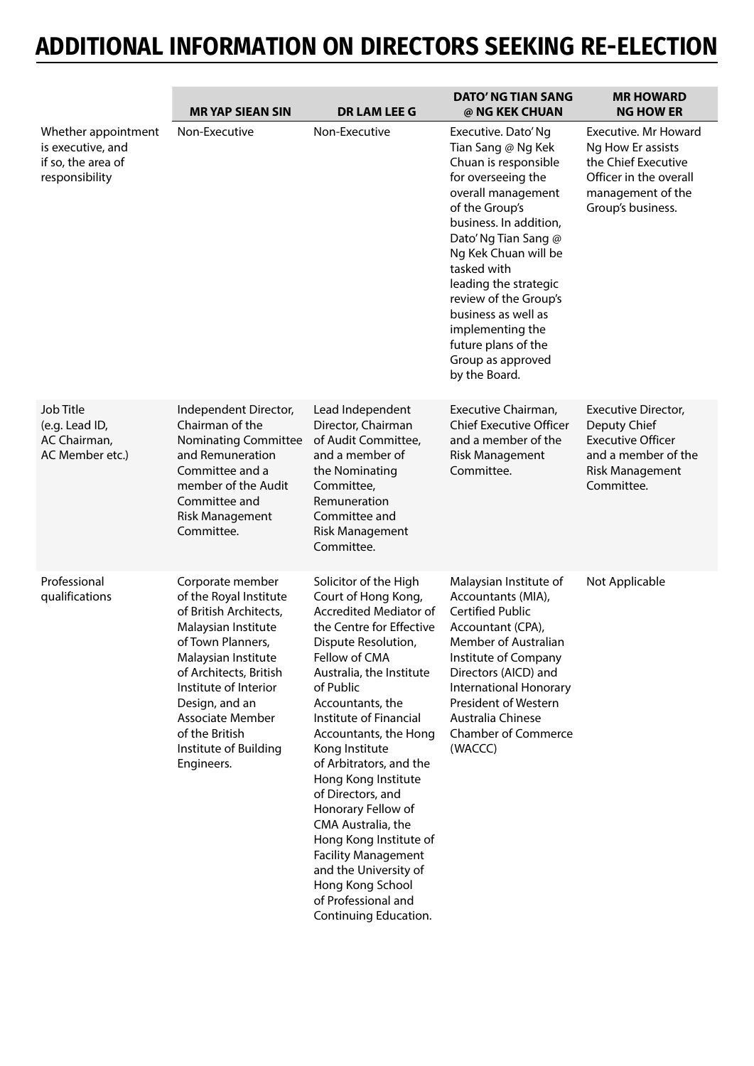# ADDITIONAL INFORMATION ON DIRECTORS SEEKING RE-ELECTION

| | MR YAP SIEAN SIN | DR LAM LEE G | DATO' NG TIAN SANG @ NG KEK CHUAN | MR HOWARD NG HOW ER |
|---|---|---|---|---|
| Whether appointment is executive, and if so, the area of responsibility | Non-Executive | Non-Executive | Executive. Dato' Ng Tian Sang @ Ng Kek Chuan is responsible for overseeing the overall management of the Group's business. In addition, Dato' Ng Tian Sang @ Ng Kek Chuan will be tasked with leading the strategic review of the Group's business as well as implementing the future plans of the Group as approved by the Board. | Executive. Mr Howard Ng How Er assists the Chief Executive Officer in the overall management of the Group's business. |
| Job Title (e.g. Lead ID, AC Chairman, AC Member etc.) | Independent Director, Chairman of the Nominating Committee and Remuneration Committee and a member of the Audit Committee and Risk Management Committee. | Lead Independent Director, Chairman of Audit Committee, and a member of the Nominating Committee, Remuneration Committee and Risk Management Committee. | Executive Chairman, Chief Executive Officer and a member of the Risk Management Committee. | Executive Director, Deputy Chief Executive Officer and a member of the Risk Management Committee. |
| Professional qualifications | Corporate member of the Royal Institute of British Architects, Malaysian Institute of Town Planners, Malaysian Institute of Architects, British Institute of Interior Design, and an Associate Member of the British Institute of Building Engineers. | Solicitor of the High Court of Hong Kong, Accredited Mediator of the Centre for Effective Dispute Resolution, Fellow of CMA Australia, the Institute of Public Accountants, the Institute of Financial Accountants, the Hong Kong Institute of Arbitrators, and the Hong Kong Institute of Directors, and Honorary Fellow of CMA Australia, the Hong Kong Institute of Facility Management and the University of Hong Kong School of Professional and Continuing Education. | Malaysian Institute of Accountants (MIA), Certified Public Accountant (CPA), Member of Australian Institute of Company Directors (AICD) and International Honorary President of Western Australia Chinese Chamber of Commerce (WACCC) | Not Applicable |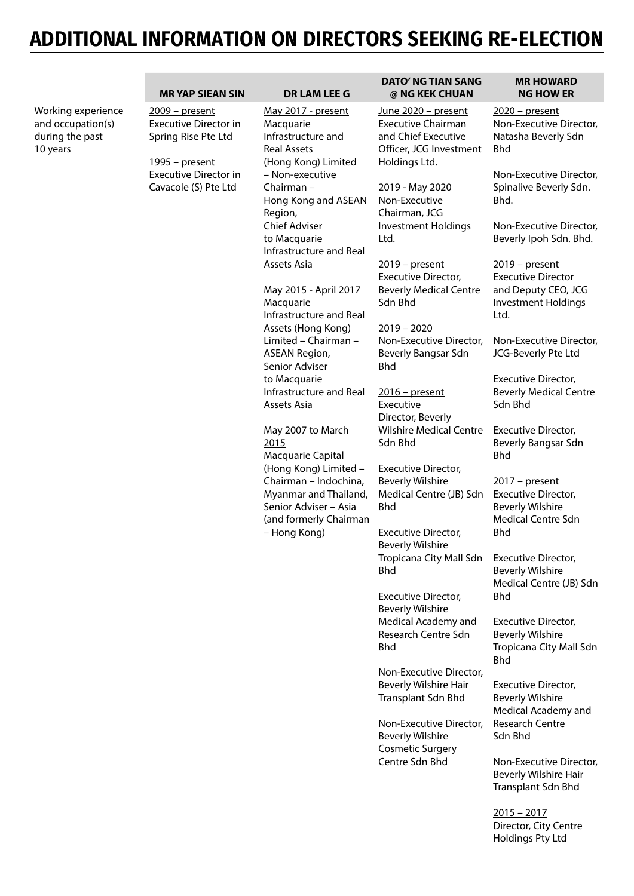# ADDITIONAL INFORMATION ON DIRECTORS SEEKING RE-ELECTION

| | MR YAP SIEAN SIN | DR LAM LEE G | DATO' NG TIAN SANG @ NG KEK CHUAN | MR HOWARD NG HOW ER |
|---|---|---|---|---|
| Working experience and occupation(s) during the past 10 years | 2009 – present<br>Executive Director in Spring Rise Pte Ltd<br><br>1995 – present<br>Executive Director in Cavacole (S) Pte Ltd | May 2017 - present<br>Macquarie Infrastructure and Real Assets (Hong Kong) Limited – Non-executive Chairman – Hong Kong and ASEAN Region, Chief Adviser to Macquarie Infrastructure and Real Assets Asia<br><br>May 2015 - April 2017<br>Macquarie Infrastructure and Real Assets (Hong Kong) Limited – Chairman – ASEAN Region, Senior Adviser to Macquarie Infrastructure and Real Assets Asia<br><br>May 2007 to March 2015<br>Macquarie Capital (Hong Kong) Limited – Chairman – Indochina, Myanmar and Thailand, Senior Adviser – Asia (and formerly Chairman – Hong Kong) | June 2020 – present<br>Executive Chairman and Chief Executive Officer, JCG Investment Holdings Ltd.<br><br>2019 - May 2020<br>Non-Executive Chairman, JCG Investment Holdings Ltd.<br><br>2019 – present<br>Executive Director, Beverly Medical Centre Sdn Bhd<br><br>2019 – 2020<br>Non-Executive Director, Beverly Bangsar Sdn Bhd<br><br>2016 – present<br>Executive Director, Beverly Wilshire Medical Centre Sdn Bhd<br><br>Executive Director, Beverly Wilshire Medical Centre (JB) Sdn Bhd<br><br>Executive Director, Beverly Wilshire Tropicana City Mall Sdn Bhd<br><br>Executive Director, Beverly Wilshire Medical Academy and Research Centre Sdn Bhd<br><br>Non-Executive Director, Beverly Wilshire Hair Transplant Sdn Bhd<br><br>Non-Executive Director, Beverly Wilshire Cosmetic Surgery Centre Sdn Bhd | 2020 – present<br>Non-Executive Director, Natasha Beverly Sdn Bhd<br><br>Non-Executive Director, Spinalive Beverly Sdn. Bhd.<br><br>Non-Executive Director, Beverly Ipoh Sdn. Bhd.<br><br>2019 – present<br>Executive Director and Deputy CEO, JCG Investment Holdings Ltd.<br><br>Non-Executive Director, JCG-Beverly Pte Ltd<br><br>Executive Director, Beverly Medical Centre Sdn Bhd<br><br>Executive Director, Beverly Bangsar Sdn Bhd<br><br>2017 – present<br>Executive Director, Beverly Wilshire Medical Centre Sdn Bhd<br><br>Executive Director, Beverly Wilshire Medical Centre (JB) Sdn Bhd<br><br>Executive Director, Beverly Wilshire Tropicana City Mall Sdn Bhd<br><br>Executive Director, Beverly Wilshire Medical Academy and Research Centre Sdn Bhd<br><br>Non-Executive Director, Beverly Wilshire Hair Transplant Sdn Bhd<br><br>2015 – 2017<br>Director, City Centre Holdings Pty Ltd |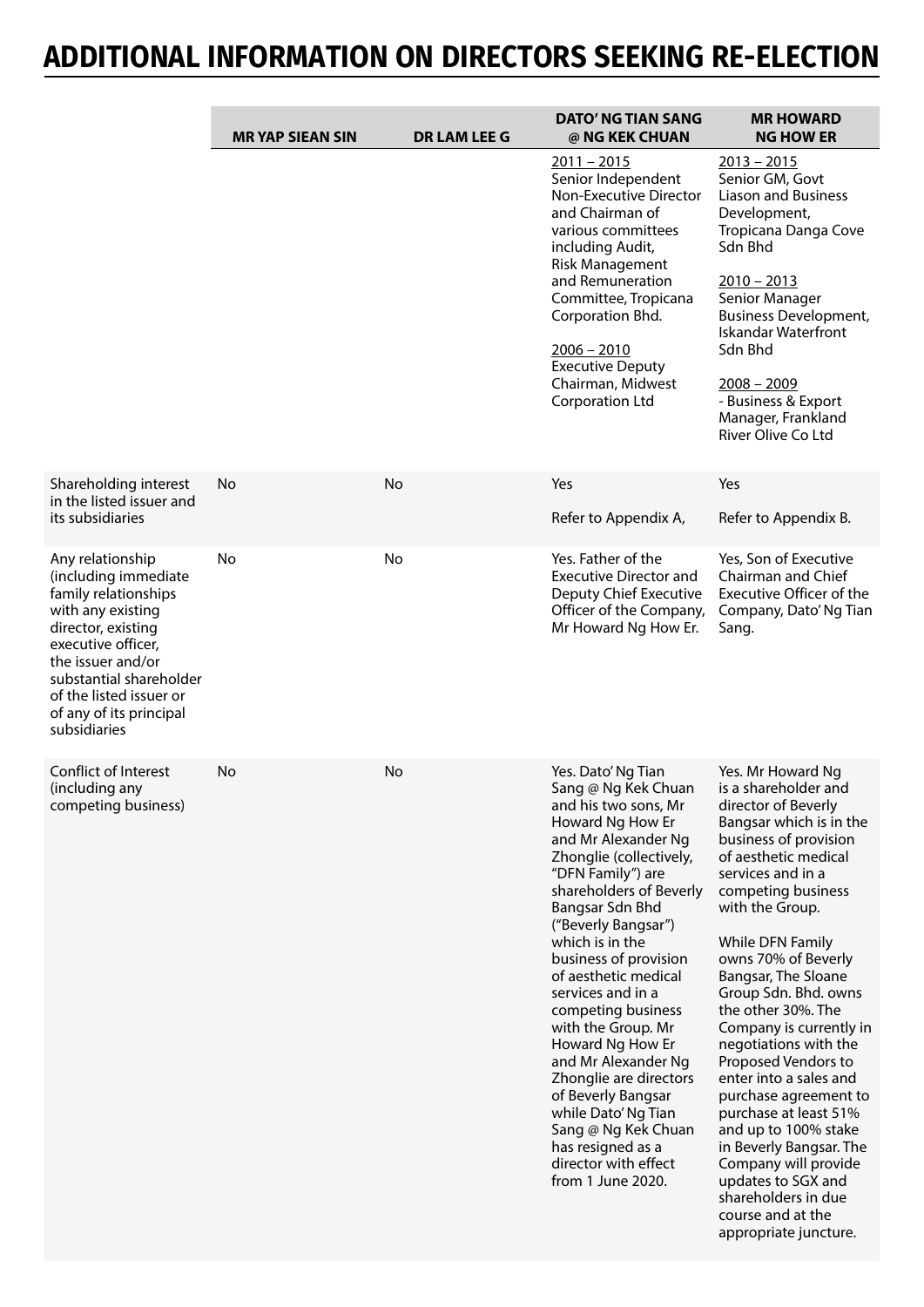# ADDITIONAL INFORMATION ON DIRECTORS SEEKING RE-ELECTION

| | MR YAP SIEAN SIN | DR LAM LEE G | DATO' NG TIAN SANG @ NG KEK CHUAN | MR HOWARD NG HOW ER |
|---|---|---|---|---|
| | | | 2011 – 2015<br>Senior Independent Non-Executive Director and Chairman of various committees including Audit, Risk Management and Remuneration Committee, Tropicana Corporation Bhd.<br><br>2006 – 2010<br>Executive Deputy Chairman, Midwest Corporation Ltd | 2013 – 2015<br>Senior GM, Govt Liason and Business Development, Tropicana Danga Cove Sdn Bhd<br><br>2010 – 2013<br>Senior Manager Business Development, Iskandar Waterfront Sdn Bhd<br><br>2008 – 2009<br>- Business & Export Manager, Frankland River Olive Co Ltd |
| Shareholding interest in the listed issuer and its subsidiaries | No | No | Yes<br><br>Refer to Appendix A, | Yes<br><br>Refer to Appendix B. |
| Any relationship (including immediate family relationships with any existing director, existing executive officer, the issuer and/or substantial shareholder of the listed issuer or of any of its principal subsidiaries | No | No | Yes. Father of the Executive Director and Deputy Chief Executive Officer of the Company, Mr Howard Ng How Er. | Yes, Son of Executive Chairman and Chief Executive Officer of the Company, Dato' Ng Tian Sang. |
| Conflict of Interest (including any competing business) | No | No | Yes. Dato' Ng Tian Sang @ Ng Kek Chuan and his two sons, Mr Howard Ng How Er and Mr Alexander Ng Zhonglie (collectively, "DFN Family") are shareholders of Beverly Bangsar Sdn Bhd ("Beverly Bangsar") which is in the business of provision of aesthetic medical services and in a competing business with the Group. Mr Howard Ng How Er and Mr Alexander Ng Zhonglie are directors of Beverly Bangsar while Dato' Ng Tian Sang @ Ng Kek Chuan has resigned as a director with effect from 1 June 2020. | Yes. Mr Howard Ng is a shareholder and director of Beverly Bangsar which is in the business of provision of aesthetic medical services and in a competing business with the Group.<br><br>While DFN Family owns 70% of Beverly Bangsar, The Sloane Group Sdn. Bhd. owns the other 30%. The Company is currently in negotiations with the Proposed Vendors to enter into a sales and purchase agreement to purchase at least 51% and up to 100% stake in Beverly Bangsar. The Company will provide updates to SGX and shareholders in due course and at the appropriate juncture. |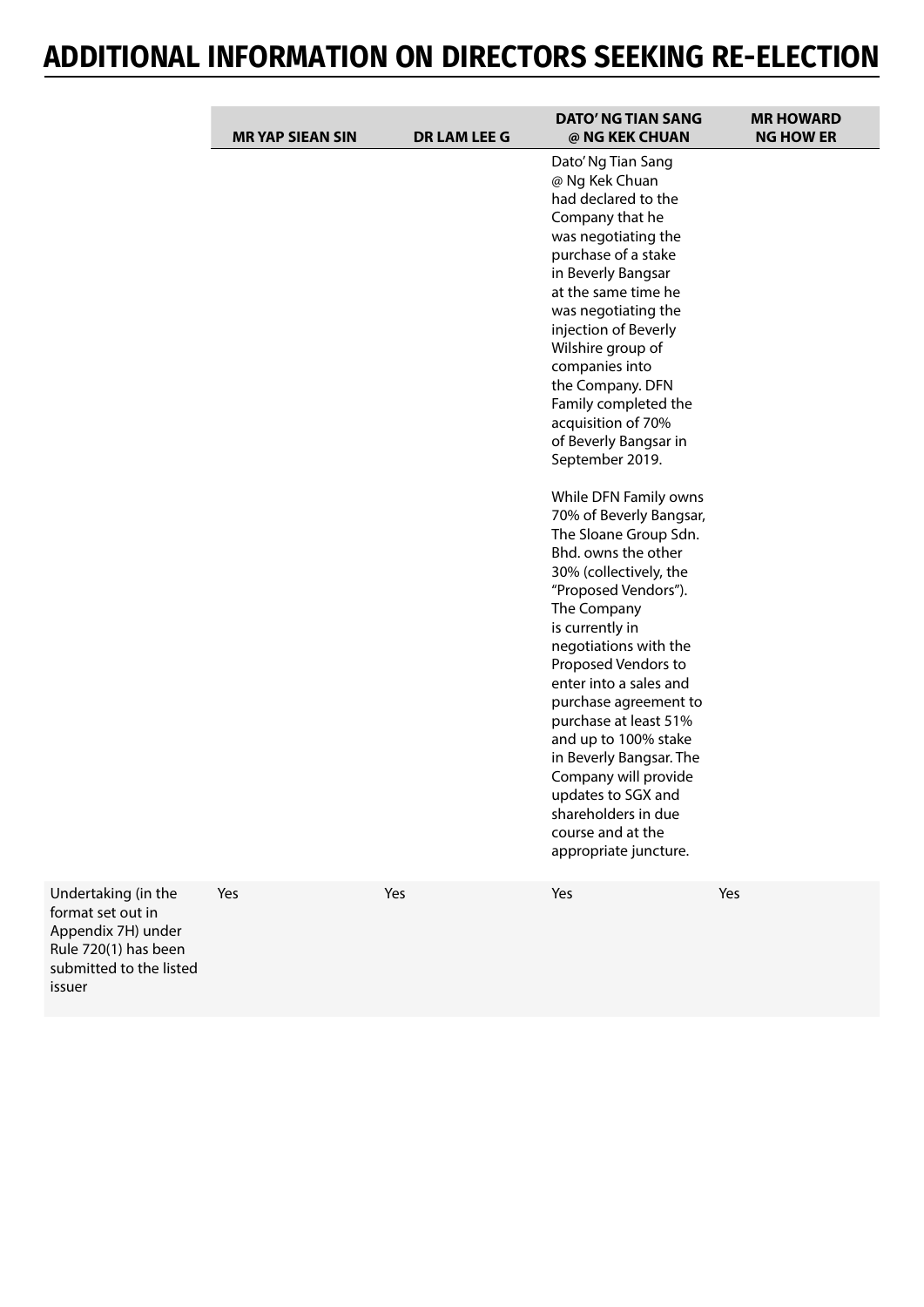# ADDITIONAL INFORMATION ON DIRECTORS SEEKING RE-ELECTION

| | MR YAP SIEAN SIN | DR LAM LEE G | DATO' NG TIAN SANG @ NG KEK CHUAN | MR HOWARD NG HOW ER |
|---|---|---|---|---|
| | | | Dato' Ng Tian Sang @ Ng Kek Chuan had declared to the Company that he was negotiating the purchase of a stake in Beverly Bangsar at the same time he was negotiating the injection of Beverly Wilshire group of companies into the Company. DFN Family completed the acquisition of 70% of Beverly Bangsar in September 2019.<br><br>While DFN Family owns 70% of Beverly Bangsar, The Sloane Group Sdn. Bhd. owns the other 30% (collectively, the "Proposed Vendors"). The Company is currently in negotiations with the Proposed Vendors to enter into a sales and purchase agreement to purchase at least 51% and up to 100% stake in Beverly Bangsar. The Company will provide updates to SGX and shareholders in due course and at the appropriate juncture. | |
| Undertaking (in the format set out in Appendix 7H) under Rule 720(1) has been submitted to the listed issuer | Yes | Yes | Yes | Yes |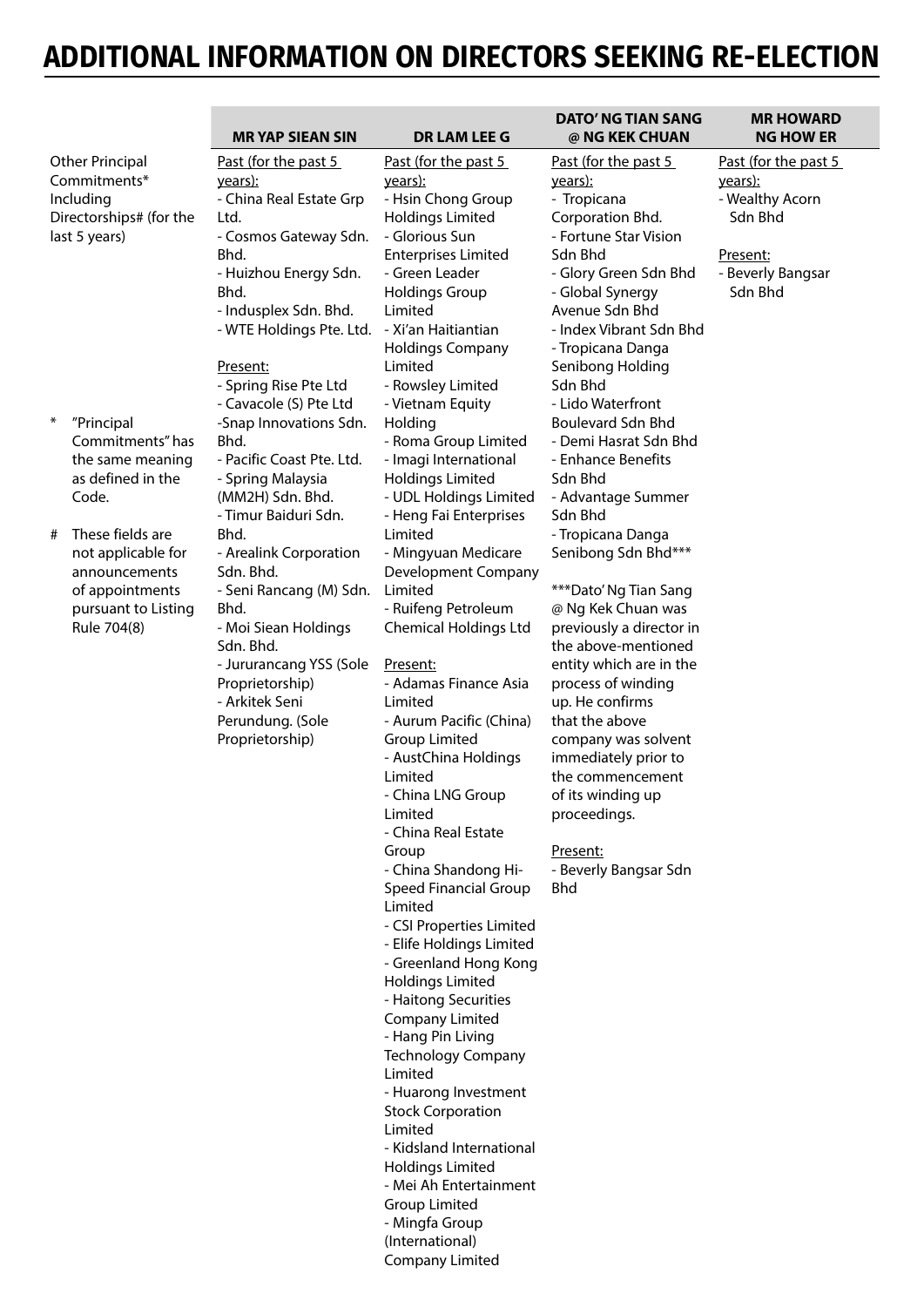# ADDITIONAL INFORMATION ON DIRECTORS SEEKING RE-ELECTION

| | MR YAP SIEAN SIN | DR LAM LEE G | DATO' NG TIAN SANG @ NG KEK CHUAN | MR HOWARD NG HOW ER |
|---|---|---|---|---|
| Other Principal Commitments* Including Directorships# (for the last 5 years)<br><br>* "Principal Commitments" has the same meaning as defined in the Code.<br><br># These fields are not applicable for announcements of appointments pursuant to Listing Rule 704(8) | Past (for the past 5 years):<br>- China Real Estate Grp Ltd.<br>- Cosmos Gateway Sdn. Bhd.<br>- Huizhou Energy Sdn. Bhd.<br>- Indusplex Sdn. Bhd.<br>- WTE Holdings Pte. Ltd.<br><br>Present:<br>- Spring Rise Pte Ltd<br>- Cavacole (S) Pte Ltd<br>-Snap Innovations Sdn. Bhd.<br>- Pacific Coast Pte. Ltd.<br>- Spring Malaysia (MM2H) Sdn. Bhd.<br>- Timur Baiduri Sdn. Bhd.<br>- Arealink Corporation Sdn. Bhd.<br>- Seni Rancang (M) Sdn. Bhd.<br>- Moi Siean Holdings Sdn. Bhd.<br>- Jururancang YSS (Sole Proprietorship)<br>- Arkitek Seni Perundung. (Sole Proprietorship) | Past (for the past 5 years):<br>- Hsin Chong Group Holdings Limited<br>- Glorious Sun Enterprises Limited<br>- Green Leader Holdings Group Limited<br>- Xi'an Haitiantian Holdings Company Limited<br>- Rowsley Limited<br>- Vietnam Equity Holding<br>- Roma Group Limited<br>- Imagi International Holdings Limited<br>- UDL Holdings Limited<br>- Heng Fai Enterprises Limited<br>- Mingyuan Medicare Development Company Limited<br>- Ruifeng Petroleum Chemical Holdings Ltd<br><br>Present:<br>- Adamas Finance Asia Limited<br>- Aurum Pacific (China) Group Limited<br>- AustChina Holdings Limited<br>- China LNG Group Limited<br>- China Real Estate Group<br>- China Shandong Hi-Speed Financial Group Limited<br>- CSI Properties Limited<br>- Elife Holdings Limited<br>- Greenland Hong Kong Holdings Limited<br>- Haitong Securities Company Limited<br>- Hang Pin Living Technology Company Limited<br>- Huarong Investment Stock Corporation Limited<br>- Kidsland International Holdings Limited<br>- Mei Ah Entertainment Group Limited<br>- Mingfa Group (International) Company Limited | Past (for the past 5 years):<br>- Tropicana Corporation Bhd.<br>- Fortune Star Vision Sdn Bhd<br>- Glory Green Sdn Bhd<br>- Global Synergy Avenue Sdn Bhd<br>- Index Vibrant Sdn Bhd<br>- Tropicana Danga Senibong Holding Sdn Bhd<br>- Lido Waterfront Boulevard Sdn Bhd<br>- Demi Hasrat Sdn Bhd<br>- Enhance Benefits Sdn Bhd<br>- Advantage Summer Sdn Bhd<br>- Tropicana Danga Senibong Sdn Bhd***<br><br>***Dato' Ng Tian Sang @ Ng Kek Chuan was previously a director in the above-mentioned entity which are in the process of winding up. He confirms that the above company was solvent immediately prior to the commencement of its winding up proceedings.<br><br>Present:<br>- Beverly Bangsar Sdn Bhd | Past (for the past 5 years):<br>- Wealthy Acorn Sdn Bhd<br><br>Present:<br>- Beverly Bangsar Sdn Bhd |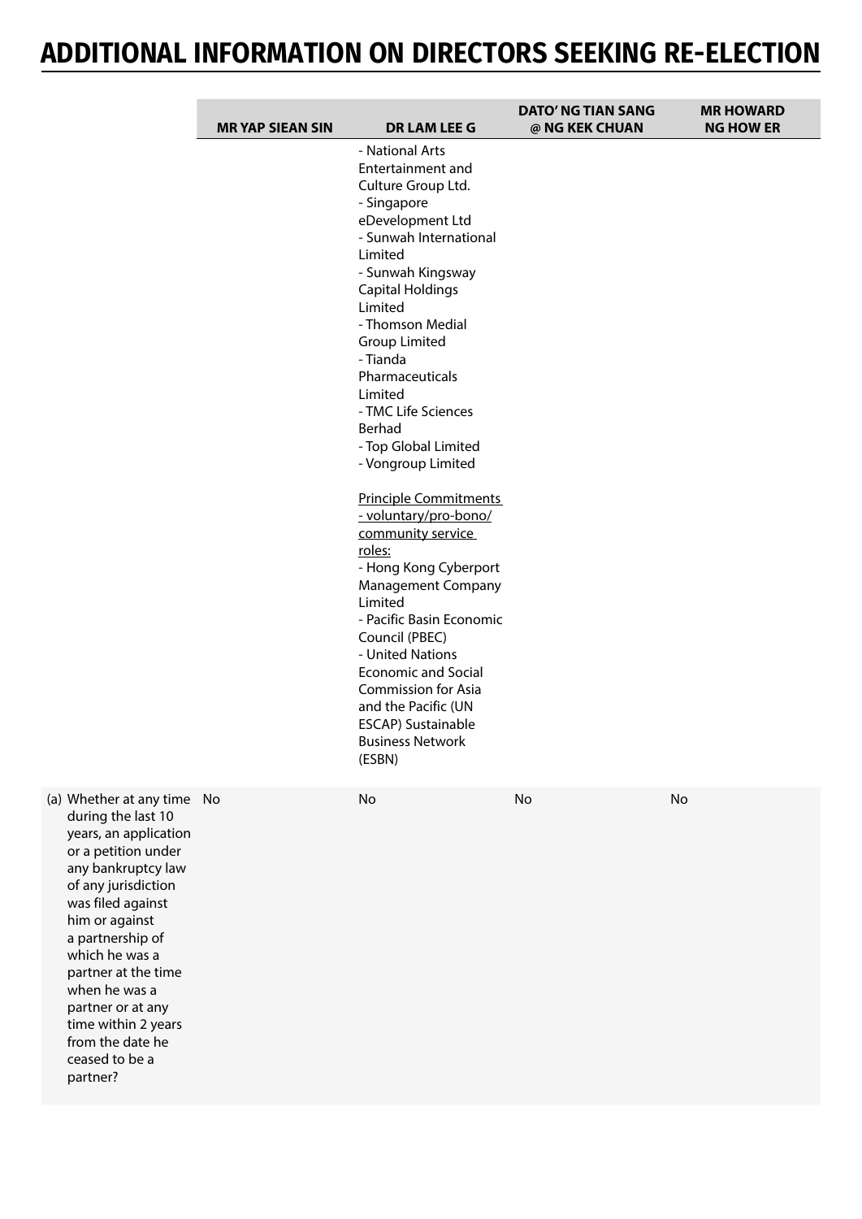# ADDITIONAL INFORMATION ON DIRECTORS SEEKING RE-ELECTION

| | MR YAP SIEAN SIN | DR LAM LEE G | DATO' NG TIAN SANG @ NG KEK CHUAN | MR HOWARD NG HOW ER |
|---|---|---|---|---|
| | | - National Arts Entertainment and Culture Group Ltd.<br>- Singapore eDevelopment Ltd<br>- Sunwah International Limited<br>- Sunwah Kingsway Capital Holdings Limited<br>- Thomson Medial Group Limited<br>- Tianda Pharmaceuticals Limited<br>- TMC Life Sciences Berhad<br>- Top Global Limited<br>- Vongroup Limited<br><br>Principle Commitments - voluntary/pro-bono/ community service roles:<br>- Hong Kong Cyberport Management Company Limited<br>- Pacific Basin Economic Council (PBEC)<br>- United Nations Economic and Social Commission for Asia and the Pacific (UN ESCAP) Sustainable Business Network (ESBN) | | |
| (a) Whether at any time during the last 10 years, an application or a petition under any bankruptcy law of any jurisdiction was filed against him or against a partnership of which he was a partner at the time when he was a partner or at any time within 2 years from the date he ceased to be a partner? | No | No | No | No |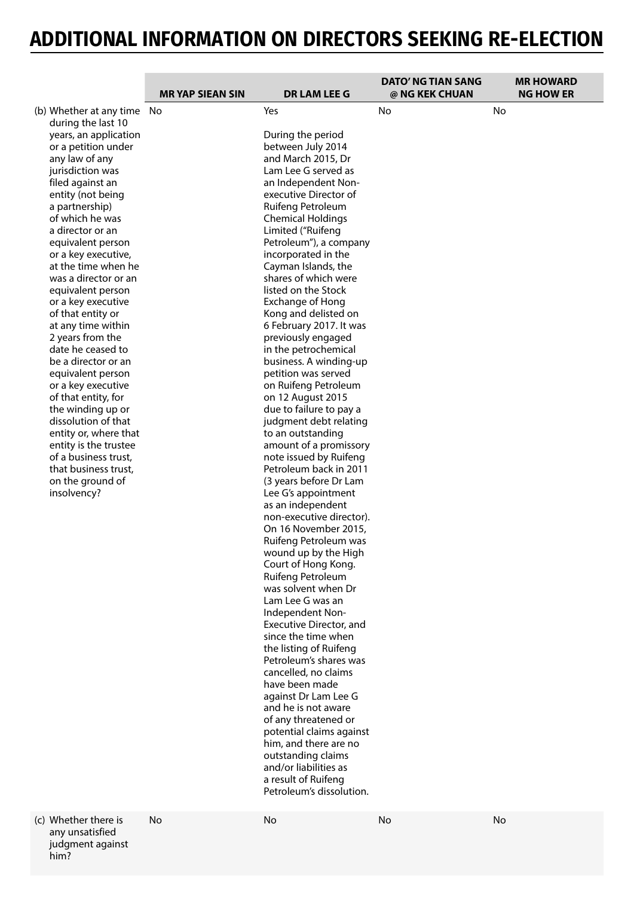# ADDITIONAL INFORMATION ON DIRECTORS SEEKING RE-ELECTION

| | MR YAP SIEAN SIN | DR LAM LEE G | DATO' NG TIAN SANG @ NG KEK CHUAN | MR HOWARD NG HOW ER |
|---|---|---|---|---|
| (b) Whether at any time during the last 10 years, an application or a petition under any law of any jurisdiction was filed against an entity (not being a partnership) of which he was a director or an equivalent person or a key executive, at the time when he was a director or an equivalent person or a key executive of that entity or at any time within 2 years from the date he ceased to be a director or an equivalent person or a key executive of that entity, for the winding up or dissolution of that entity or, where that entity is the trustee of a business trust, that business trust, on the ground of insolvency? | No | Yes<br><br>During the period between July 2014 and March 2015, Dr Lam Lee G served as an Independent Non-executive Director of Ruifeng Petroleum Chemical Holdings Limited ("Ruifeng Petroleum"), a company incorporated in the Cayman Islands, the shares of which were listed on the Stock Exchange of Hong Kong and delisted on 6 February 2017. It was previously engaged in the petrochemical business. A winding-up petition was served on Ruifeng Petroleum on 12 August 2015 due to failure to pay a judgment debt relating to an outstanding amount of a promissory note issued by Ruifeng Petroleum back in 2011 (3 years before Dr Lam Lee G's appointment as an independent non-executive director). On 16 November 2015, Ruifeng Petroleum was wound up by the High Court of Hong Kong. Ruifeng Petroleum was solvent when Dr Lam Lee G was an Independent Non-Executive Director, and since the time when the listing of Ruifeng Petroleum's shares was cancelled, no claims have been made against Dr Lam Lee G and he is not aware of any threatened or potential claims against him, and there are no outstanding claims and/or liabilities as a result of Ruifeng Petroleum's dissolution. | No | No |
| (c) Whether there is any unsatisfied judgment against him? | No | No | No | No |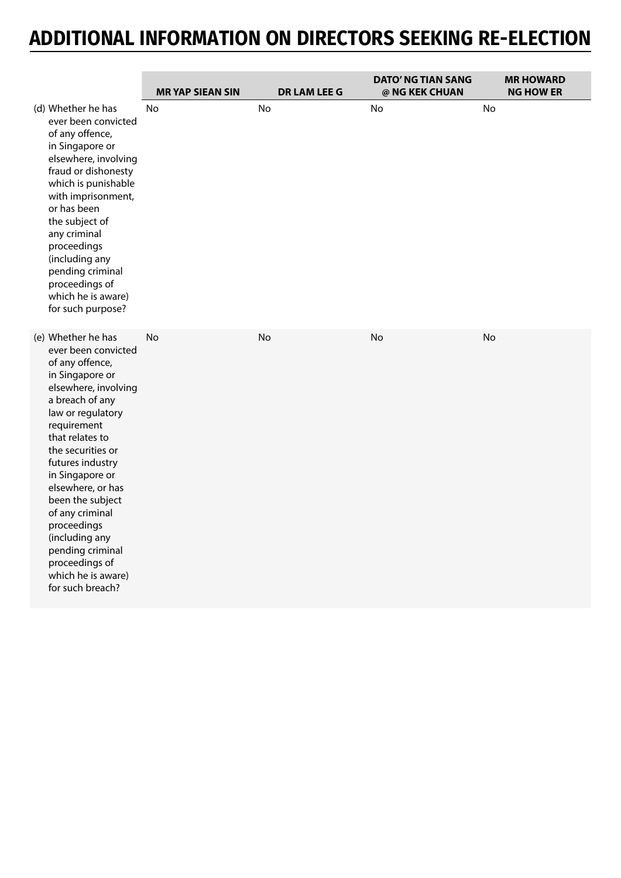# ADDITIONAL INFORMATION ON DIRECTORS SEEKING RE-ELECTION

| | MR YAP SIEAN SIN | DR LAM LEE G | DATO' NG TIAN SANG @ NG KEK CHUAN | MR HOWARD NG HOW ER |
|---|---|---|---|---|
| (d) Whether he has ever been convicted of any offence, in Singapore or elsewhere, involving fraud or dishonesty which is punishable with imprisonment, or has been the subject of any criminal proceedings (including any pending criminal proceedings of which he is aware) for such purpose? | No | No | No | No |
| (e) Whether he has ever been convicted of any offence, in Singapore or elsewhere, involving a breach of any law or regulatory requirement that relates to the securities or futures industry in Singapore or elsewhere, or has been the subject of any criminal proceedings (including any pending criminal proceedings of which he is aware) for such breach? | No | No | No | No |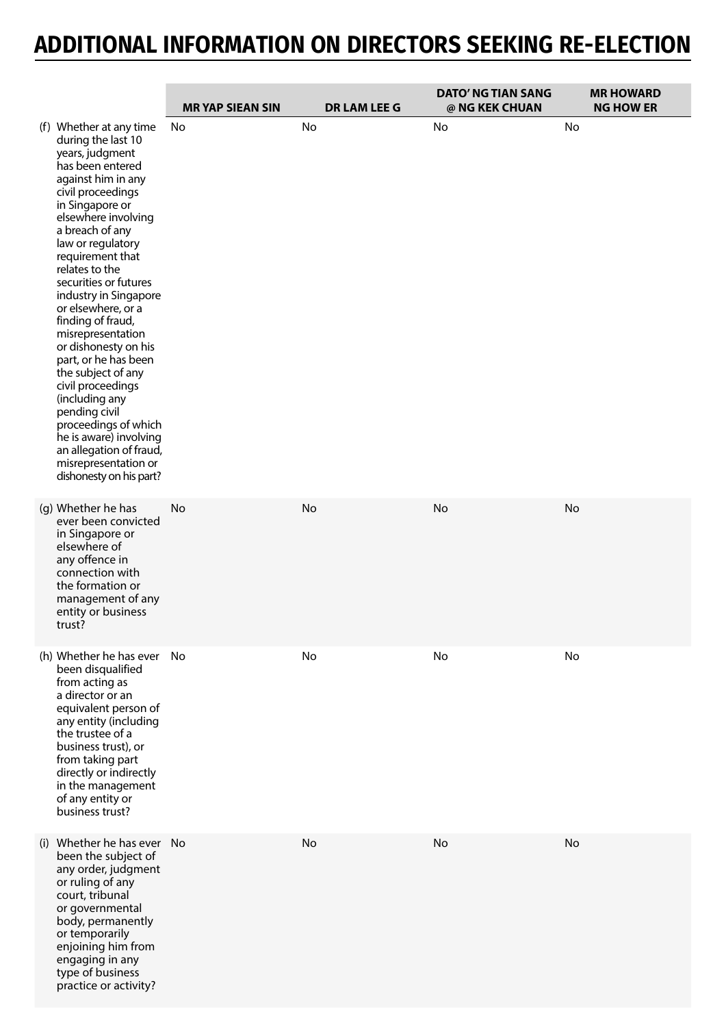# ADDITIONAL INFORMATION ON DIRECTORS SEEKING RE-ELECTION

| | MR YAP SIEAN SIN | DR LAM LEE G | DATO' NG TIAN SANG @ NG KEK CHUAN | MR HOWARD NG HOW ER |
|---|---|---|---|---|
| (f) Whether at any time during the last 10 years, judgment has been entered against him in any civil proceedings in Singapore or elsewhere involving a breach of any law or regulatory requirement that relates to the securities or futures industry in Singapore or elsewhere, or a finding of fraud, misrepresentation or dishonesty on his part, or he has been the subject of any civil proceedings (including any pending civil proceedings of which he is aware) involving an allegation of fraud, misrepresentation or dishonesty on his part? | No | No | No | No |
| (g) Whether he has ever been convicted in Singapore or elsewhere of any offence in connection with the formation or management of any entity or business trust? | No | No | No | No |
| (h) Whether he has ever been disqualified from acting as a director or an equivalent person of any entity (including the trustee of a business trust), or from taking part directly or indirectly in the management of any entity or business trust? | No | No | No | No |
| (i) Whether he has ever been the subject of any order, judgment or ruling of any court, tribunal or governmental body, permanently or temporarily enjoining him from engaging in any type of business practice or activity? | No | No | No | No |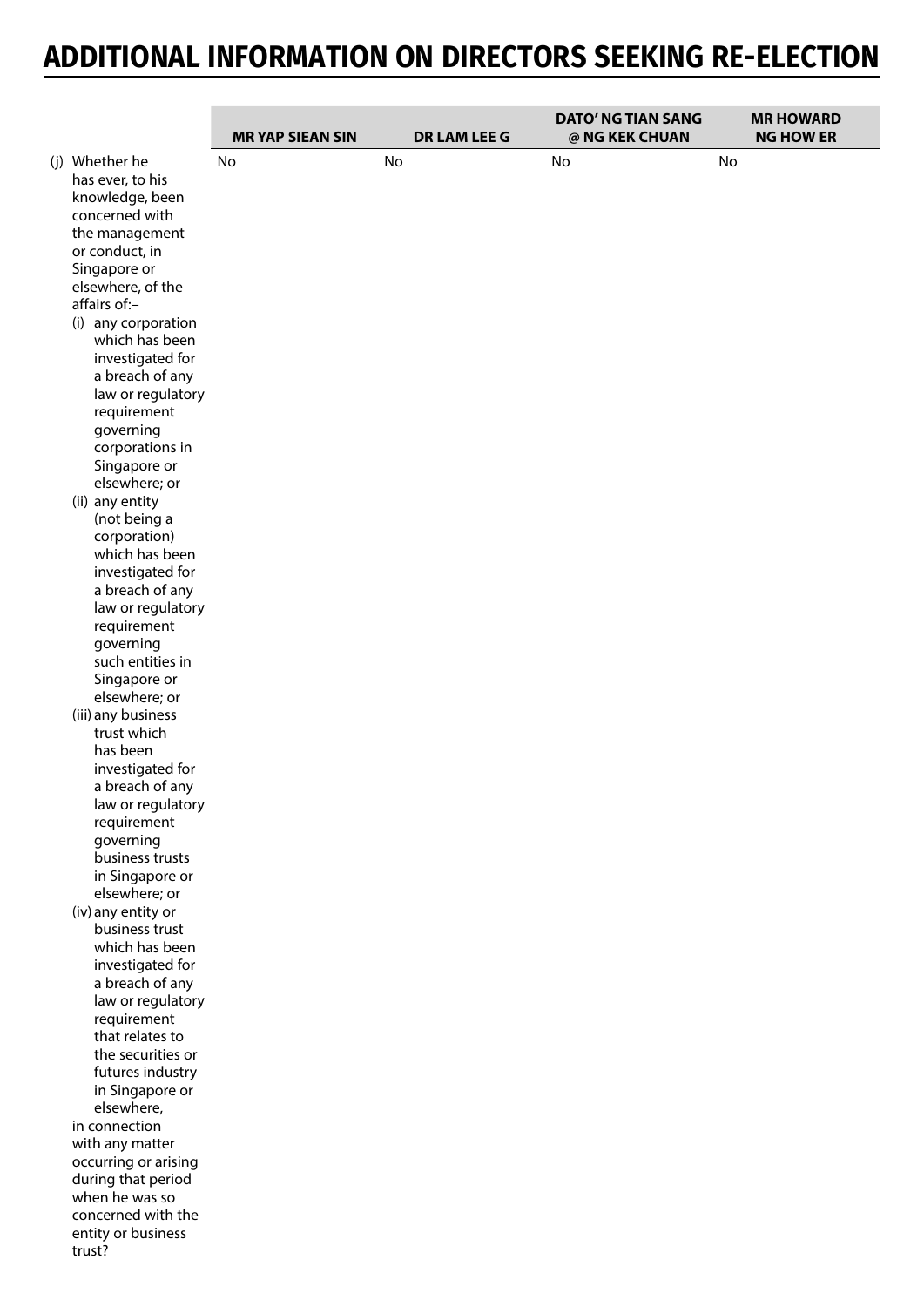# ADDITIONAL INFORMATION ON DIRECTORS SEEKING RE-ELECTION

| | MR YAP SIEAN SIN | DR LAM LEE G | DATO' NG TIAN SANG @ NG KEK CHUAN | MR HOWARD NG HOW ER |
|---|---|---|---|---|
| (j) Whether he has ever, to his knowledge, been concerned with the management or conduct, in Singapore or elsewhere, of the affairs of:– (i) any corporation which has been investigated for a breach of any law or regulatory requirement governing corporations in Singapore or elsewhere; or (ii) any entity (not being a corporation) which has been investigated for a breach of any law or regulatory requirement governing such entities in Singapore or elsewhere; or (iii) any business trust which has been investigated for a breach of any law or regulatory requirement governing business trusts in Singapore or elsewhere; or (iv) any entity or business trust which has been investigated for a breach of any law or regulatory requirement that relates to the securities or futures industry in Singapore or elsewhere, in connection with any matter occurring or arising during that period when he was so concerned with the entity or business trust? | No | No | No | No |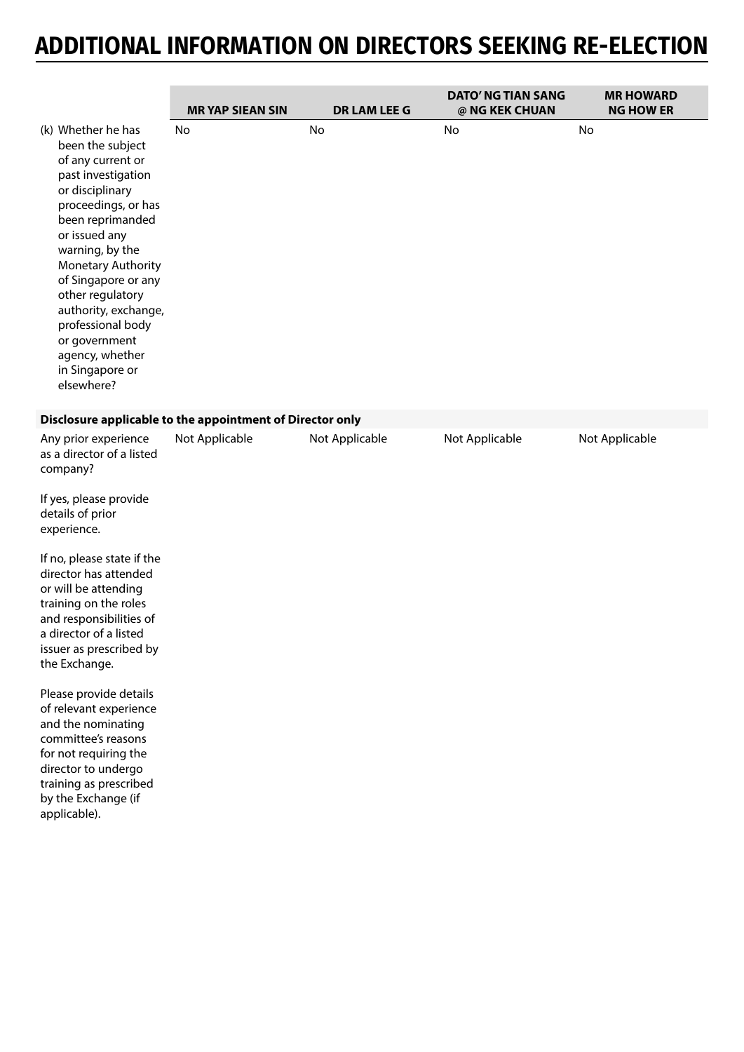# ADDITIONAL INFORMATION ON DIRECTORS SEEKING RE-ELECTION

| | MR YAP SIEAN SIN | DR LAM LEE G | DATO' NG TIAN SANG @ NG KEK CHUAN | MR HOWARD NG HOW ER |
|---|---|---|---|---|
| (k) Whether he has been the subject of any current or past investigation or disciplinary proceedings, or has been reprimanded or issued any warning, by the Monetary Authority of Singapore or any other regulatory authority, exchange, professional body or government agency, whether in Singapore or elsewhere? | No | No | No | No |
| **Disclosure applicable to the appointment of Director only** | | | | |
| Any prior experience as a director of a listed company?<br><br>If yes, please provide details of prior experience.<br><br>If no, please state if the director has attended or will be attending training on the roles and responsibilities of a director of a listed issuer as prescribed by the Exchange.<br><br>Please provide details of relevant experience and the nominating committee's reasons for not requiring the director to undergo training as prescribed by the Exchange (if applicable). | Not Applicable | Not Applicable | Not Applicable | Not Applicable |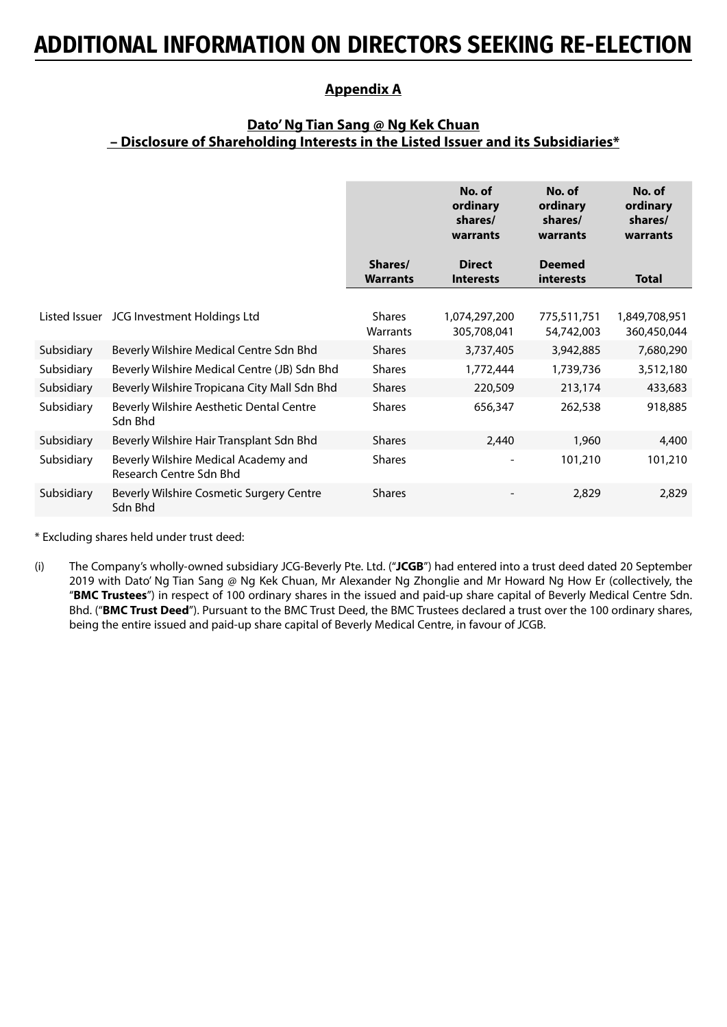# ADDITIONAL INFORMATION ON DIRECTORS SEEKING RE-ELECTION

**Appendix A**

**Dato' Ng Tian Sang @ Ng Kek Chuan – Disclosure of Shareholding Interests in the Listed Issuer and its Subsidiaries***

| | | Shares/ Warrants | No. of ordinary shares/ warrants Direct Interests | No. of ordinary shares/ warrants Deemed interests | No. of ordinary shares/ warrants Total |
|---|---|---|---|---|---|
| Listed Issuer | JCG Investment Holdings Ltd | Shares | 1,074,297,200 | 775,511,751 | 1,849,708,951 |
| | | Warrants | 305,708,041 | 54,742,003 | 360,450,044 |
| Subsidiary | Beverly Wilshire Medical Centre Sdn Bhd | Shares | 3,737,405 | 3,942,885 | 7,680,290 |
| Subsidiary | Beverly Wilshire Medical Centre (JB) Sdn Bhd | Shares | 1,772,444 | 1,739,736 | 3,512,180 |
| Subsidiary | Beverly Wilshire Tropicana City Mall Sdn Bhd | Shares | 220,509 | 213,174 | 433,683 |
| Subsidiary | Beverly Wilshire Aesthetic Dental Centre Sdn Bhd | Shares | 656,347 | 262,538 | 918,885 |
| Subsidiary | Beverly Wilshire Hair Transplant Sdn Bhd | Shares | 2,440 | 1,960 | 4,400 |
| Subsidiary | Beverly Wilshire Medical Academy and Research Centre Sdn Bhd | Shares | - | 101,210 | 101,210 |
| Subsidiary | Beverly Wilshire Cosmetic Surgery Centre Sdn Bhd | Shares | - | 2,829 | 2,829 |

* Excluding shares held under trust deed:

(i) The Company's wholly-owned subsidiary JCG-Beverly Pte. Ltd. ("**JCGB**") had entered into a trust deed dated 20 September 2019 with Dato' Ng Tian Sang @ Ng Kek Chuan, Mr Alexander Ng Zhonglie and Mr Howard Ng How Er (collectively, the "**BMC Trustees**") in respect of 100 ordinary shares in the issued and paid-up share capital of Beverly Medical Centre Sdn. Bhd. ("**BMC Trust Deed**"). Pursuant to the BMC Trust Deed, the BMC Trustees declared a trust over the 100 ordinary shares, being the entire issued and paid-up share capital of Beverly Medical Centre, in favour of JCGB.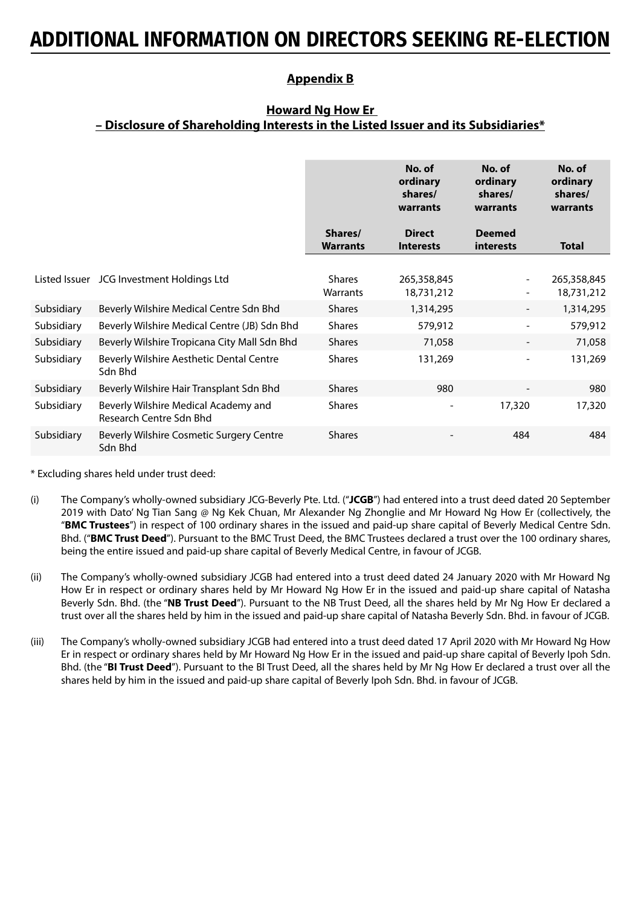# ADDITIONAL INFORMATION ON DIRECTORS SEEKING RE-ELECTION

**Appendix B**

**Howard Ng How Er**
**– Disclosure of Shareholding Interests in the Listed Issuer and its Subsidiaries***

| | | | No. of ordinary shares/ warrants | No. of ordinary shares/ warrants | No. of ordinary shares/ warrants |
|---|---|---|---|---|---|
| | | **Shares/ Warrants** | **Direct Interests** | **Deemed interests** | **Total** |
| Listed Issuer | JCG Investment Holdings Ltd | Shares<br>Warrants | 265,358,845<br>18,731,212 | -<br>- | 265,358,845<br>18,731,212 |
| Subsidiary | Beverly Wilshire Medical Centre Sdn Bhd | Shares | 1,314,295 | - | 1,314,295 |
| Subsidiary | Beverly Wilshire Medical Centre (JB) Sdn Bhd | Shares | 579,912 | - | 579,912 |
| Subsidiary | Beverly Wilshire Tropicana City Mall Sdn Bhd | Shares | 71,058 | - | 71,058 |
| Subsidiary | Beverly Wilshire Aesthetic Dental Centre Sdn Bhd | Shares | 131,269 | - | 131,269 |
| Subsidiary | Beverly Wilshire Hair Transplant Sdn Bhd | Shares | 980 | - | 980 |
| Subsidiary | Beverly Wilshire Medical Academy and Research Centre Sdn Bhd | Shares | - | 17,320 | 17,320 |
| Subsidiary | Beverly Wilshire Cosmetic Surgery Centre Sdn Bhd | Shares | - | 484 | 484 |

* Excluding shares held under trust deed:

(i) The Company's wholly-owned subsidiary JCG-Beverly Pte. Ltd. ("**JCGB**") had entered into a trust deed dated 20 September 2019 with Dato' Ng Tian Sang @ Ng Kek Chuan, Mr Alexander Ng Zhonglie and Mr Howard Ng How Er (collectively, the "**BMC Trustees**") in respect of 100 ordinary shares in the issued and paid-up share capital of Beverly Medical Centre Sdn. Bhd. ("**BMC Trust Deed**"). Pursuant to the BMC Trust Deed, the BMC Trustees declared a trust over the 100 ordinary shares, being the entire issued and paid-up share capital of Beverly Medical Centre, in favour of JCGB.

(ii) The Company's wholly-owned subsidiary JCGB had entered into a trust deed dated 24 January 2020 with Mr Howard Ng How Er in respect or ordinary shares held by Mr Howard Ng How Er in the issued and paid-up share capital of Natasha Beverly Sdn. Bhd. (the "**NB Trust Deed**"). Pursuant to the NB Trust Deed, all the shares held by Mr Ng How Er declared a trust over all the shares held by him in the issued and paid-up share capital of Natasha Beverly Sdn. Bhd. in favour of JCGB.

(iii) The Company's wholly-owned subsidiary JCGB had entered into a trust deed dated 17 April 2020 with Mr Howard Ng How Er in respect or ordinary shares held by Mr Howard Ng How Er in the issued and paid-up share capital of Beverly Ipoh Sdn. Bhd. (the "**BI Trust Deed**"). Pursuant to the BI Trust Deed, all the shares held by Mr Ng How Er declared a trust over all the shares held by him in the issued and paid-up share capital of Beverly Ipoh Sdn. Bhd. in favour of JCGB.